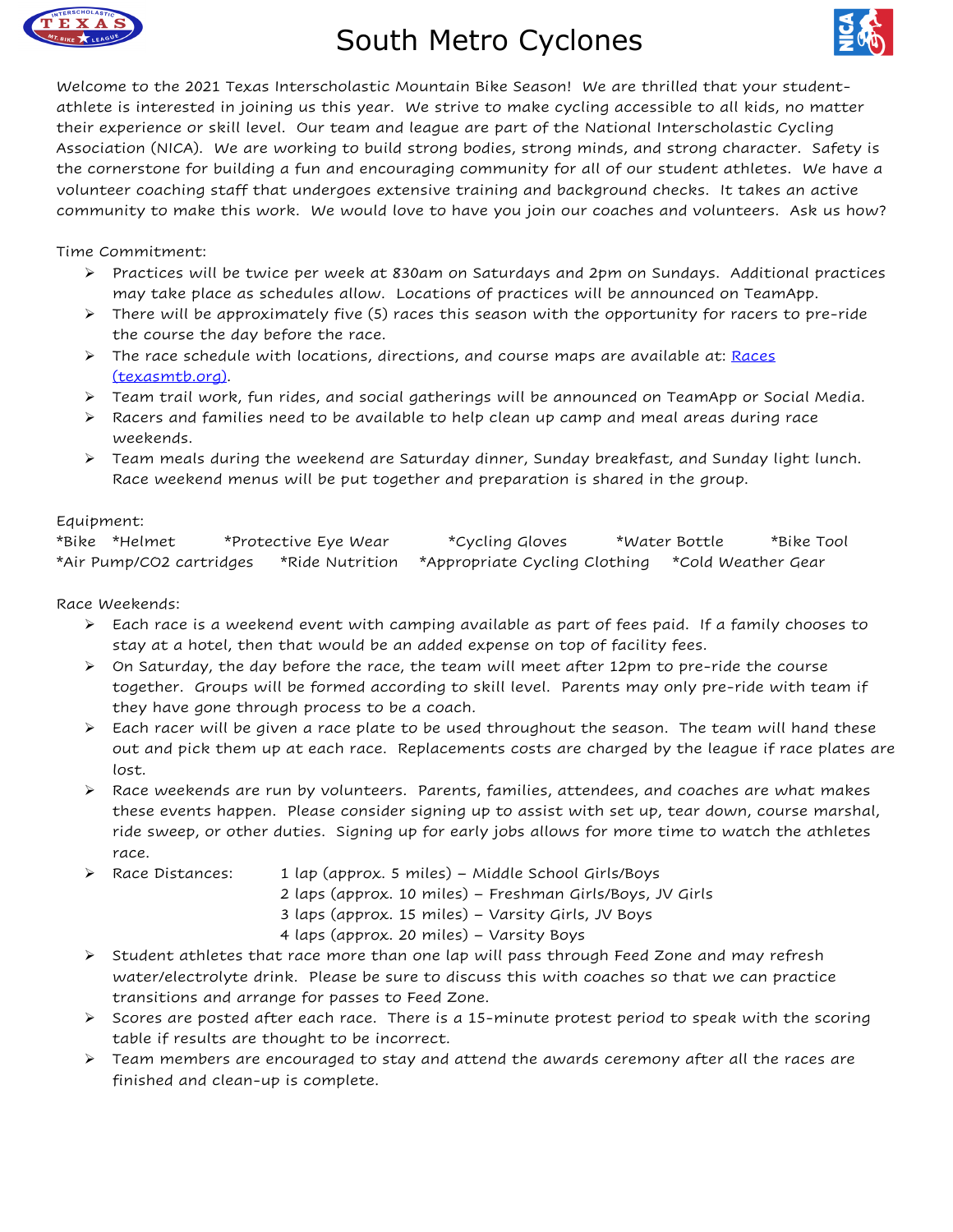# South Metro Cyclones

Welcome to the 2021 Texas Interscholastic Mountain Bike Season! We are thrilled that your student-athlete is interested in joining us this year. We strive to make cycling accessible to all kids, no matter their experience or skill level. Our team and league are part of the National Interscholastic Cycling Association (NICA). We are working to build strong bodies, strong minds, and strong character. Safety is the cornerstone for building a fun and encouraging community for all of our student athletes. We have a volunteer coaching staff that undergoes extensive training and background checks. It takes an active community to make this work. We would love to have you join our coaches and volunteers. Ask us how?

Time Commitment:

- Practices will be twice per week at 830am on Saturdays and 2pm on Sundays. Additional practices may take place as schedules allow. Locations of practices will be announced on TeamApp.
- There will be approximately five (5) races this season with the opportunity for racers to pre-ride the course the day before the race.
- The race schedule with locations, directions, and course maps are available at: Races (texasmtb.org).
- Team trail work, fun rides, and social gatherings will be announced on TeamApp or Social Media.
- Racers and families need to be available to help clean up camp and meal areas during race weekends.
- Team meals during the weekend are Saturday dinner, Sunday breakfast, and Sunday light lunch. Race weekend menus will be put together and preparation is shared in the group.

Equipment:

*Bike *Helmet *Protective Eye Wear *Cycling Gloves *Water Bottle *Bike Tool
*Air Pump/CO2 cartridges *Ride Nutrition *Appropriate Cycling Clothing *Cold Weather Gear

Race Weekends:

- Each race is a weekend event with camping available as part of fees paid. If a family chooses to stay at a hotel, then that would be an added expense on top of facility fees.
- On Saturday, the day before the race, the team will meet after 12pm to pre-ride the course together. Groups will be formed according to skill level. Parents may only pre-ride with team if they have gone through process to be a coach.
- Each racer will be given a race plate to be used throughout the season. The team will hand these out and pick them up at each race. Replacements costs are charged by the league if race plates are lost.
- Race weekends are run by volunteers. Parents, families, attendees, and coaches are what makes these events happen. Please consider signing up to assist with set up, tear down, course marshal, ride sweep, or other duties. Signing up for early jobs allows for more time to watch the athletes race.
- Race Distances:
  - 1 lap (approx. 5 miles) – Middle School Girls/Boys
  - 2 laps (approx. 10 miles) – Freshman Girls/Boys, JV Girls
  - 3 laps (approx. 15 miles) – Varsity Girls, JV Boys
  - 4 laps (approx. 20 miles) – Varsity Boys
- Student athletes that race more than one lap will pass through Feed Zone and may refresh water/electrolyte drink. Please be sure to discuss this with coaches so that we can practice transitions and arrange for passes to Feed Zone.
- Scores are posted after each race. There is a 15-minute protest period to speak with the scoring table if results are thought to be incorrect.
- Team members are encouraged to stay and attend the awards ceremony after all the races are finished and clean-up is complete.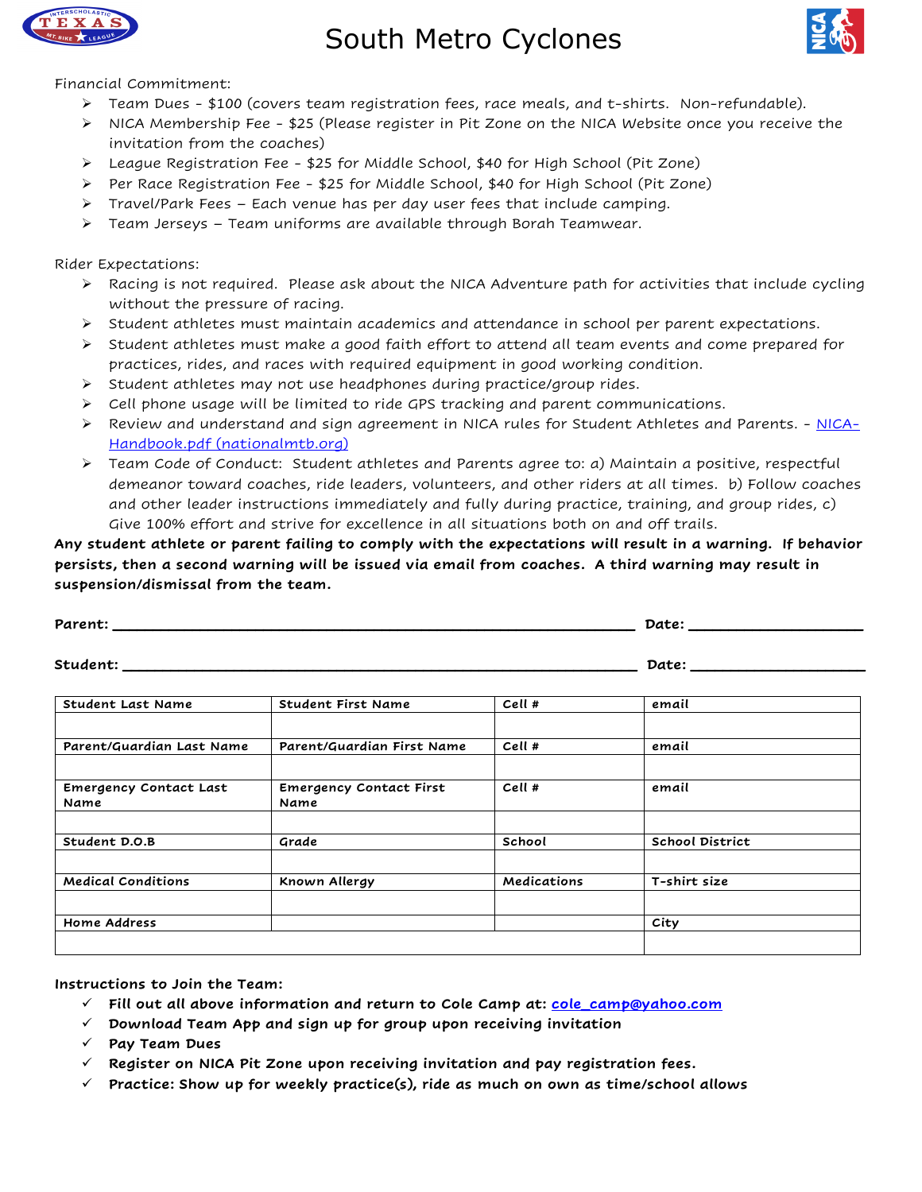# South Metro Cyclones

Financial Commitment:

- Team Dues - $100 (covers team registration fees, race meals, and t-shirts. Non-refundable).
- NICA Membership Fee - $25 (Please register in Pit Zone on the NICA Website once you receive the invitation from the coaches)
- League Registration Fee - $25 for Middle School, $40 for High School (Pit Zone)
- Per Race Registration Fee - $25 for Middle School, $40 for High School (Pit Zone)
- Travel/Park Fees – Each venue has per day user fees that include camping.
- Team Jerseys – Team uniforms are available through Borah Teamwear.

Rider Expectations:

- Racing is not required. Please ask about the NICA Adventure path for activities that include cycling without the pressure of racing.
- Student athletes must maintain academics and attendance in school per parent expectations.
- Student athletes must make a good faith effort to attend all team events and come prepared for practices, rides, and races with required equipment in good working condition.
- Student athletes may not use headphones during practice/group rides.
- Cell phone usage will be limited to ride GPS tracking and parent communications.
- Review and understand and sign agreement in NICA rules for Student Athletes and Parents. - [NICA-Handbook.pdf (nationalmtb.org)](NICA-Handbook.pdf (nationalmtb.org))
- Team Code of Conduct: Student athletes and Parents agree to: a) Maintain a positive, respectful demeanor toward coaches, ride leaders, volunteers, and other riders at all times. b) Follow coaches and other leader instructions immediately and fully during practice, training, and group rides, c) Give 100% effort and strive for excellence in all situations both on and off trails.

**Any student athlete or parent failing to comply with the expectations will result in a warning. If behavior persists, then a second warning will be issued via email from coaches. A third warning may result in suspension/dismissal from the team.**

**Parent:** ______________________________________________ **Date:** ______________

**Student:** ______________________________________________ **Date:** ______________

| Student Last Name | Student First Name | Cell # | email |
|---|---|---|---|
| | | | |
| **Parent/Guardian Last Name** | **Parent/Guardian First Name** | **Cell #** | **email** |
| | | | |
| **Emergency Contact Last Name** | **Emergency Contact First Name** | **Cell #** | **email** |
| | | | |
| **Student D.O.B** | **Grade** | **School** | **School District** |
| | | | |
| **Medical Conditions** | **Known Allergy** | **Medications** | **T-shirt size** |
| | | | |
| **Home Address** | | | **City** |
| | | | |

**Instructions to Join the Team:**

- ✓ **Fill out all above information and return to Cole Camp at: cole_camp@yahoo.com**
- ✓ **Download Team App and sign up for group upon receiving invitation**
- ✓ **Pay Team Dues**
- ✓ **Register on NICA Pit Zone upon receiving invitation and pay registration fees.**
- ✓ **Practice: Show up for weekly practice(s), ride as much on own as time/school allows**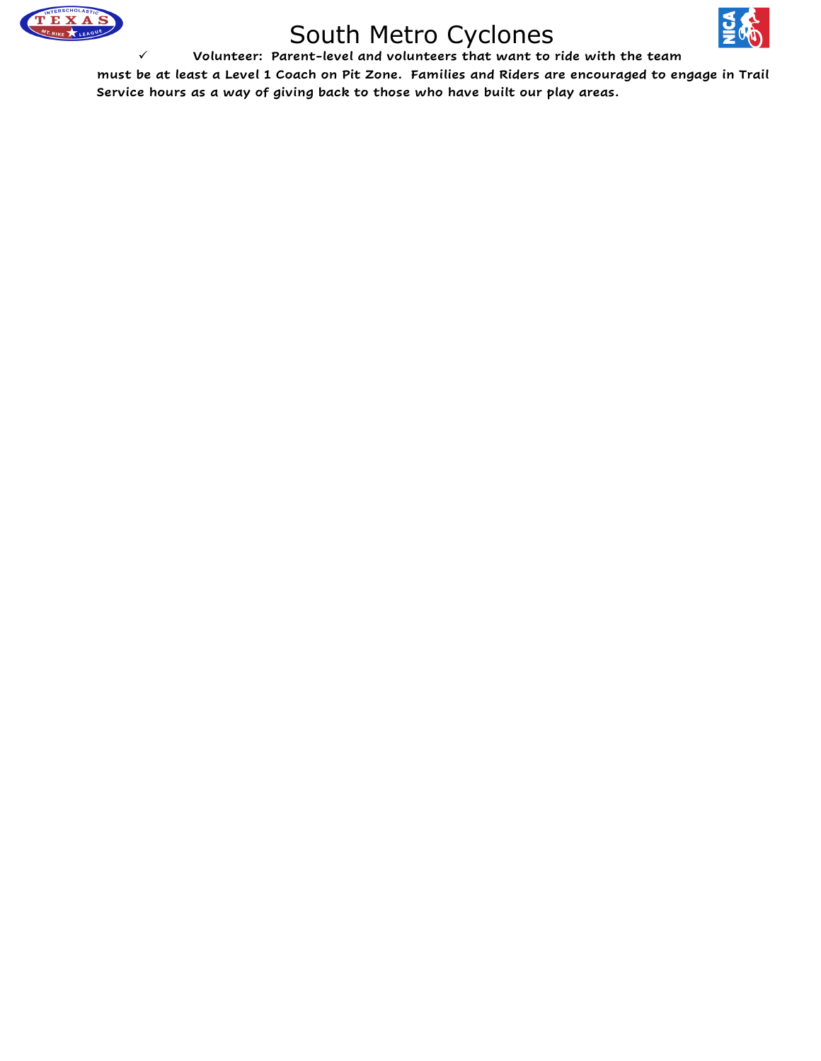- **Volunteer: Parent-level and volunteers that want to ride with the team must be at least a Level 1 Coach on Pit Zone. Families and Riders are encouraged to engage in Trail Service hours as a way of giving back to those who have built our play areas.**